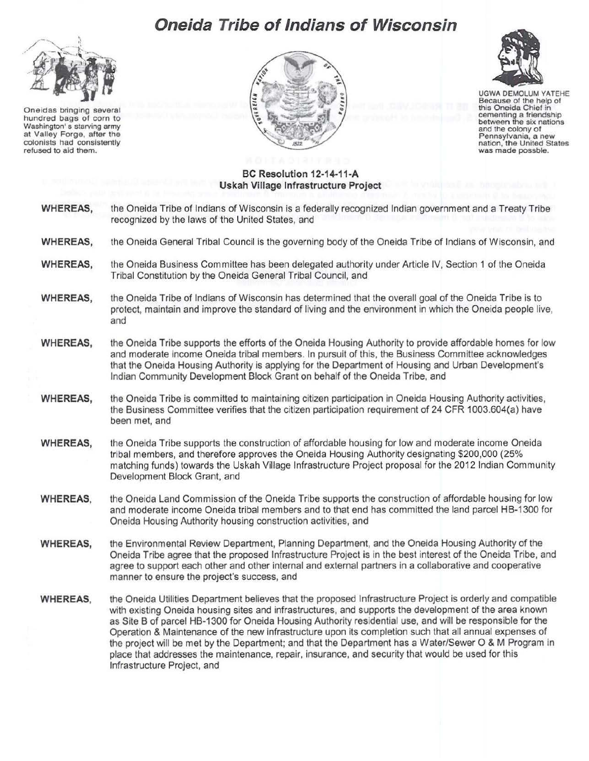# Oneida Tribe of Indians of Wisconsin

Oneidas bringing several hundred bags of corn to Washington's starving army at Valley Forge, after the colonists had consistently refused to aid them.

UGWA DEMOLUM YATEHE
Because of the help of this Oneida Chief in cementing a friendship between the six nations and the colony of Pennsylvania, a new nation, the United States was made possble.

**BC Resolution 12-14-11-A**
**Uskah Village Infrastructure Project**

**WHEREAS,** the Oneida Tribe of Indians of Wisconsin is a federally recognized Indian government and a Treaty Tribe recognized by the laws of the United States, and

**WHEREAS,** the Oneida General Tribal Council is the governing body of the Oneida Tribe of Indians of Wisconsin, and

**WHEREAS,** the Oneida Business Committee has been delegated authority under Article IV, Section 1 of the Oneida Tribal Constitution by the Oneida General Tribal Council, and

**WHEREAS,** the Oneida Tribe of Indians of Wisconsin has determined that the overall goal of the Oneida Tribe is to protect, maintain and improve the standard of living and the environment in which the Oneida people live, and

**WHEREAS,** the Oneida Tribe supports the efforts of the Oneida Housing Authority to provide affordable homes for low and moderate income Oneida tribal members. In pursuit of this, the Business Committee acknowledges that the Oneida Housing Authority is applying for the Department of Housing and Urban Development's Indian Community Development Block Grant on behalf of the Oneida Tribe, and

**WHEREAS,** the Oneida Tribe is committed to maintaining citizen participation in Oneida Housing Authority activities, the Business Committee verifies that the citizen participation requirement of 24 CFR 1003.604(a) have been met, and

**WHEREAS,** the Oneida Tribe supports the construction of affordable housing for low and moderate income Oneida tribal members, and therefore approves the Oneida Housing Authority designating $200,000 (25% matching funds) towards the Uskah Village Infrastructure Project proposal for the 2012 Indian Community Development Block Grant, and

**WHEREAS,** the Oneida Land Commission of the Oneida Tribe supports the construction of affordable housing for low and moderate income Oneida tribal members and to that end has committed the land parcel HB-1300 for Oneida Housing Authority housing construction activities, and

**WHEREAS,** the Environmental Review Department, Planning Department, and the Oneida Housing Authority of the Oneida Tribe agree that the proposed Infrastructure Project is in the best interest of the Oneida Tribe, and agree to support each other and other internal and external partners in a collaborative and cooperative manner to ensure the project's success, and

**WHEREAS,** the Oneida Utilities Department believes that the proposed Infrastructure Project is orderly and compatible with existing Oneida housing sites and infrastructures, and supports the development of the area known as Site B of parcel HB-1300 for Oneida Housing Authority residential use, and will be responsible for the Operation & Maintenance of the new infrastructure upon its completion such that all annual expenses of the project will be met by the Department; and that the Department has a Water/Sewer O & M Program in place that addresses the maintenance, repair, insurance, and security that would be used for this Infrastructure Project, and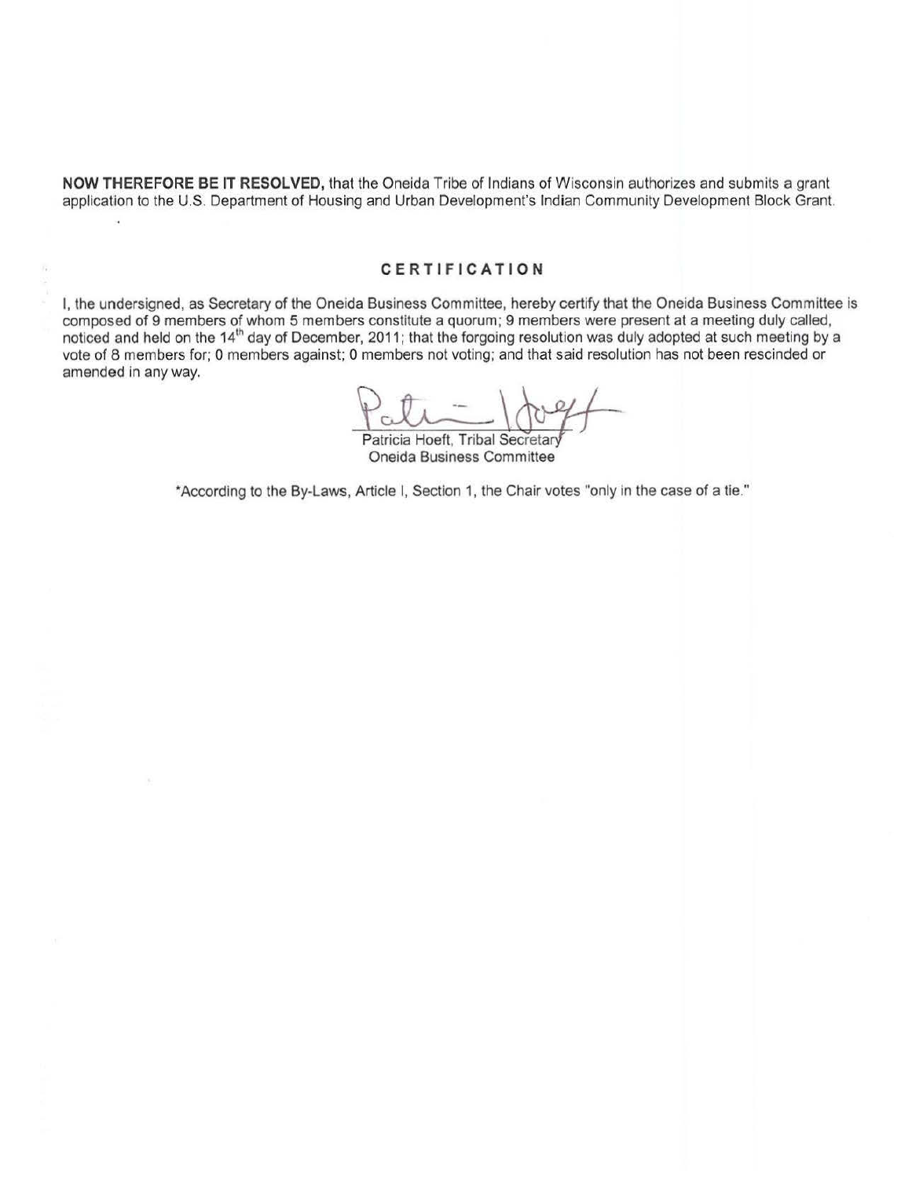**NOW THEREFORE BE IT RESOLVED,** that the Oneida Tribe of Indians of Wisconsin authorizes and submits a grant application to the U.S. Department of Housing and Urban Development's Indian Community Development Block Grant.

## CERTIFICATION

I, the undersigned, as Secretary of the Oneida Business Committee, hereby certify that the Oneida Business Committee is composed of 9 members of whom 5 members constitute a quorum; 9 members were present at a meeting duly called, noticed and held on the 14th day of December, 2011; that the forgoing resolution was duly adopted at such meeting by a vote of 8 members for; 0 members against; 0 members not voting; and that said resolution has not been rescinded or amended in any way.

Patricia Hoeft, Tribal Secretary
Oneida Business Committee

*According to the By-Laws, Article I, Section 1, the Chair votes "only in the case of a tie."